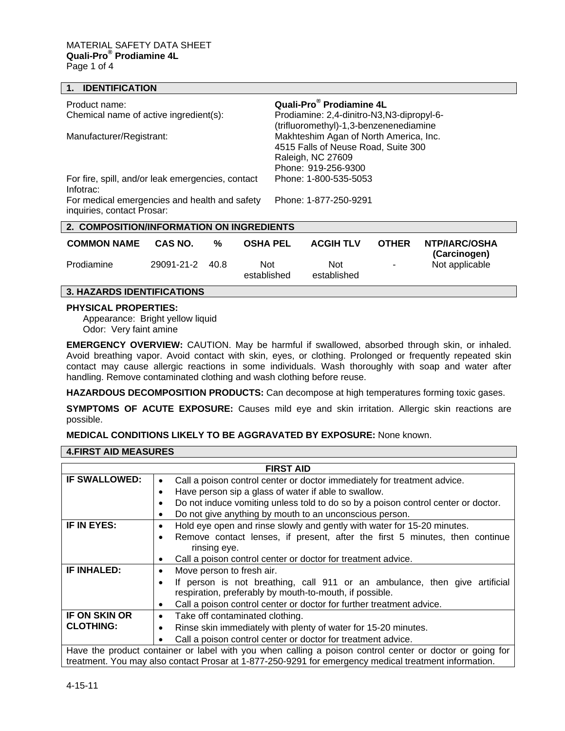MATERIAL SAFETY DATA SHEET
**Quali-Pro® Prodiamine 4L**

## 1. IDENTIFICATION

| | |
|---|---|
| Product name: | **Quali-Pro® Prodiamine 4L** |
| Chemical name of active ingredient(s): | Prodiamine: 2,4-dinitro-N3,N3-dipropyl-6-(trifluoromethyl)-1,3-benzenenediamine |
| Manufacturer/Registrant: | Makhteshim Agan of North America, Inc.<br>4515 Falls of Neuse Road, Suite 300<br>Raleigh, NC 27609<br>Phone: 919-256-9300 |
| For fire, spill, and/or leak emergencies, contact Infotrac: | Phone: 1-800-535-5053 |
| For medical emergencies and health and safety inquiries, contact Prosar: | Phone: 1-877-250-9291 |

## 2. COMPOSITION/INFORMATION ON INGREDIENTS

| COMMON NAME | CAS NO. | % | OSHA PEL | ACGIH TLV | OTHER | NTP/IARC/OSHA (Carcinogen) |
|---|---|---|---|---|---|---|
| Prodiamine | 29091-21-2 | 40.8 | Not established | Not established | - | Not applicable |

## 3. HAZARDS IDENTIFICATIONS

**PHYSICAL PROPERTIES:**
Appearance: Bright yellow liquid
Odor: Very faint amine

**EMERGENCY OVERVIEW:** CAUTION. May be harmful if swallowed, absorbed through skin, or inhaled. Avoid breathing vapor. Avoid contact with skin, eyes, or clothing. Prolonged or frequently repeated skin contact may cause allergic reactions in some individuals. Wash thoroughly with soap and water after handling. Remove contaminated clothing and wash clothing before reuse.

**HAZARDOUS DECOMPOSITION PRODUCTS:** Can decompose at high temperatures forming toxic gases.

**SYMPTOMS OF ACUTE EXPOSURE:** Causes mild eye and skin irritation. Allergic skin reactions are possible.

**MEDICAL CONDITIONS LIKELY TO BE AGGRAVATED BY EXPOSURE:** None known.

## 4.FIRST AID MEASURES

| FIRST AID | |
|---|---|
| **IF SWALLOWED:** | • Call a poison control center or doctor immediately for treatment advice.<br>• Have person sip a glass of water if able to swallow.<br>• Do not induce vomiting unless told to do so by a poison control center or doctor.<br>• Do not give anything by mouth to an unconscious person. |
| **IF IN EYES:** | • Hold eye open and rinse slowly and gently with water for 15-20 minutes.<br>• Remove contact lenses, if present, after the first 5 minutes, then continue rinsing eye.<br>• Call a poison control center or doctor for treatment advice. |
| **IF INHALED:** | • Move person to fresh air.<br>• If person is not breathing, call 911 or an ambulance, then give artificial respiration, preferably by mouth-to-mouth, if possible.<br>• Call a poison control center or doctor for further treatment advice. |
| **IF ON SKIN OR CLOTHING:** | • Take off contaminated clothing.<br>• Rinse skin immediately with plenty of water for 15-20 minutes.<br>• Call a poison control center or doctor for treatment advice. |
| Have the product container or label with you when calling a poison control center or doctor or going for treatment. You may also contact Prosar at 1-877-250-9291 for emergency medical treatment information. | |

4-15-11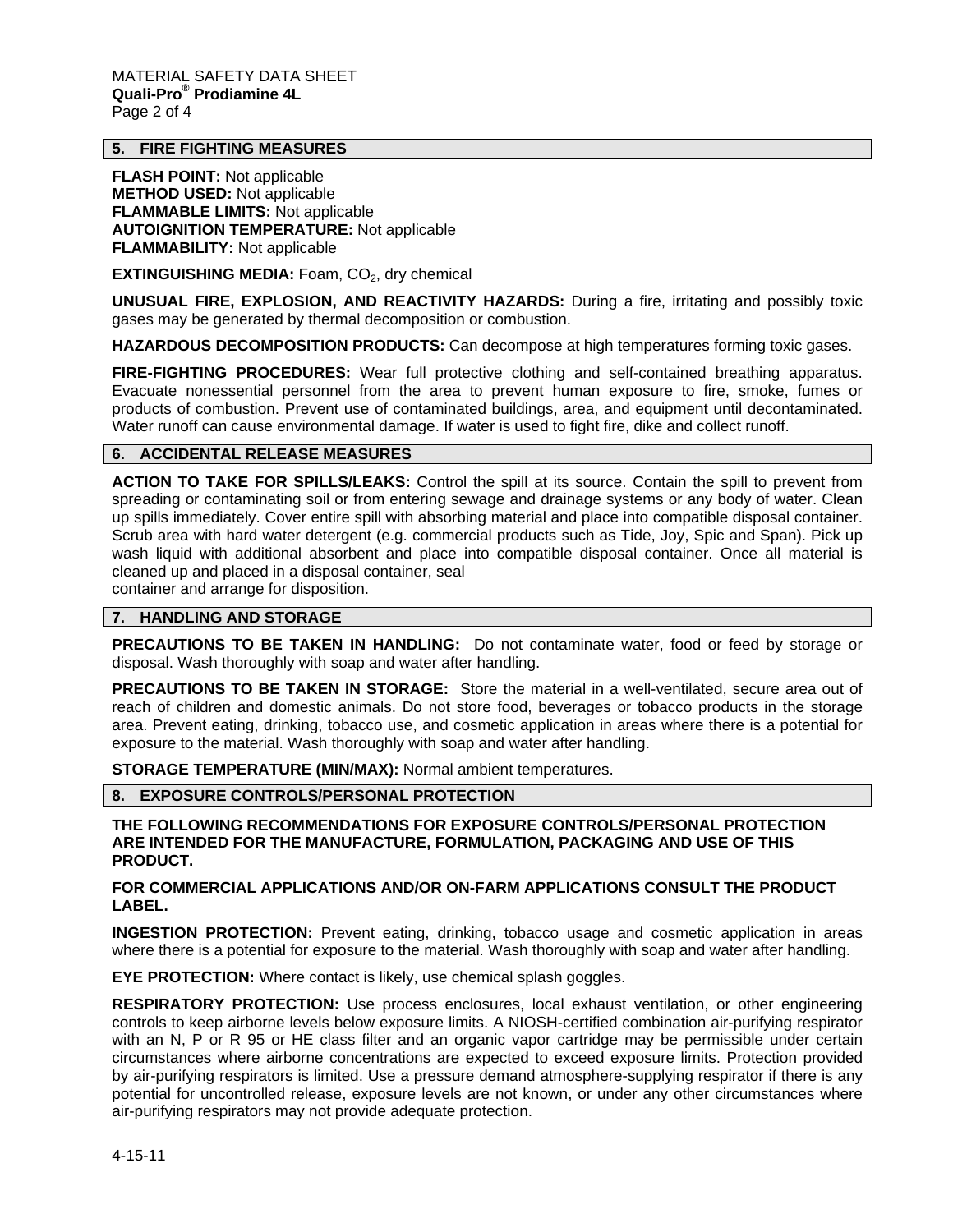## 5. FIRE FIGHTING MEASURES

**FLASH POINT:** Not applicable
**METHOD USED:** Not applicable
**FLAMMABLE LIMITS:** Not applicable
**AUTOIGNITION TEMPERATURE:** Not applicable
**FLAMMABILITY:** Not applicable

**EXTINGUISHING MEDIA:** Foam, $CO_2$, dry chemical

**UNUSUAL FIRE, EXPLOSION, AND REACTIVITY HAZARDS:** During a fire, irritating and possibly toxic gases may be generated by thermal decomposition or combustion.

**HAZARDOUS DECOMPOSITION PRODUCTS:** Can decompose at high temperatures forming toxic gases.

**FIRE-FIGHTING PROCEDURES:** Wear full protective clothing and self-contained breathing apparatus. Evacuate nonessential personnel from the area to prevent human exposure to fire, smoke, fumes or products of combustion. Prevent use of contaminated buildings, area, and equipment until decontaminated. Water runoff can cause environmental damage. If water is used to fight fire, dike and collect runoff.

## 6. ACCIDENTAL RELEASE MEASURES

**ACTION TO TAKE FOR SPILLS/LEAKS:** Control the spill at its source. Contain the spill to prevent from spreading or contaminating soil or from entering sewage and drainage systems or any body of water. Clean up spills immediately. Cover entire spill with absorbing material and place into compatible disposal container. Scrub area with hard water detergent (e.g. commercial products such as Tide, Joy, Spic and Span). Pick up wash liquid with additional absorbent and place into compatible disposal container. Once all material is cleaned up and placed in a disposal container, seal container and arrange for disposition.

## 7. HANDLING AND STORAGE

**PRECAUTIONS TO BE TAKEN IN HANDLING:** Do not contaminate water, food or feed by storage or disposal. Wash thoroughly with soap and water after handling.

**PRECAUTIONS TO BE TAKEN IN STORAGE:** Store the material in a well-ventilated, secure area out of reach of children and domestic animals. Do not store food, beverages or tobacco products in the storage area. Prevent eating, drinking, tobacco use, and cosmetic application in areas where there is a potential for exposure to the material. Wash thoroughly with soap and water after handling.

**STORAGE TEMPERATURE (MIN/MAX):** Normal ambient temperatures.

## 8. EXPOSURE CONTROLS/PERSONAL PROTECTION

**THE FOLLOWING RECOMMENDATIONS FOR EXPOSURE CONTROLS/PERSONAL PROTECTION ARE INTENDED FOR THE MANUFACTURE, FORMULATION, PACKAGING AND USE OF THIS PRODUCT.**

**FOR COMMERCIAL APPLICATIONS AND/OR ON-FARM APPLICATIONS CONSULT THE PRODUCT LABEL.**

**INGESTION PROTECTION:** Prevent eating, drinking, tobacco usage and cosmetic application in areas where there is a potential for exposure to the material. Wash thoroughly with soap and water after handling.

**EYE PROTECTION:** Where contact is likely, use chemical splash goggles.

**RESPIRATORY PROTECTION:** Use process enclosures, local exhaust ventilation, or other engineering controls to keep airborne levels below exposure limits. A NIOSH-certified combination air-purifying respirator with an N, P or R 95 or HE class filter and an organic vapor cartridge may be permissible under certain circumstances where airborne concentrations are expected to exceed exposure limits. Protection provided by air-purifying respirators is limited. Use a pressure demand atmosphere-supplying respirator if there is any potential for uncontrolled release, exposure levels are not known, or under any other circumstances where air-purifying respirators may not provide adequate protection.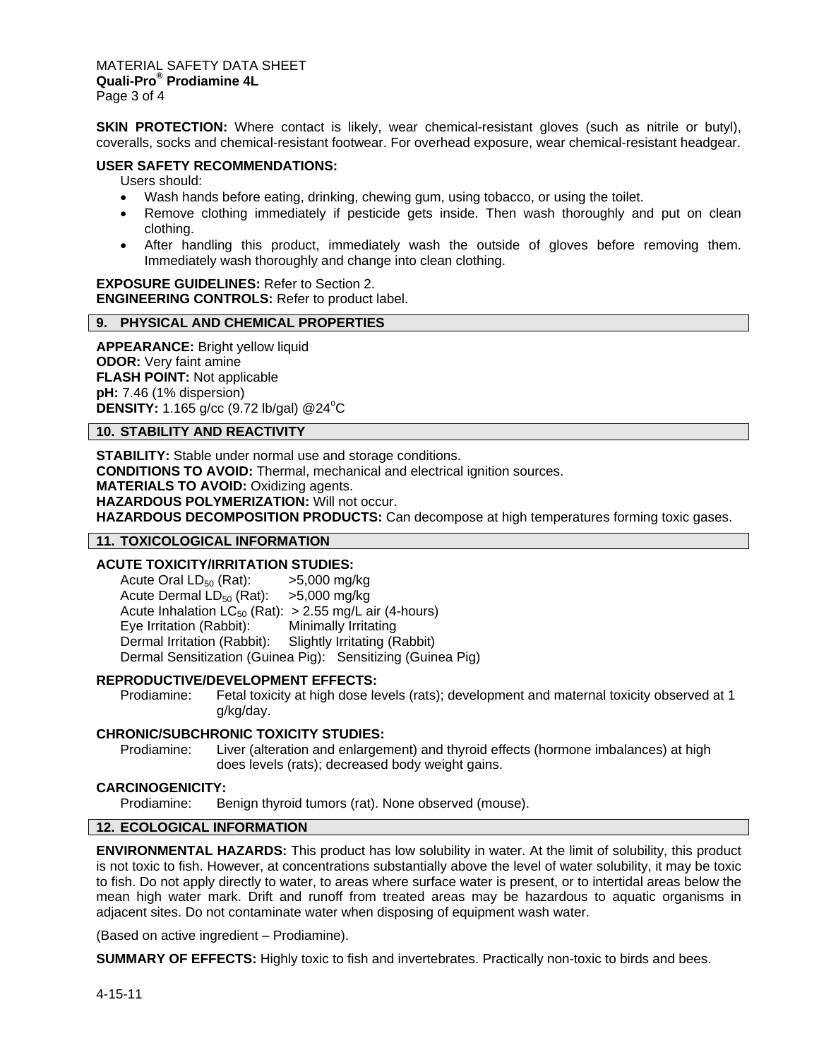**SKIN PROTECTION:** Where contact is likely, wear chemical-resistant gloves (such as nitrile or butyl), coveralls, socks and chemical-resistant footwear. For overhead exposure, wear chemical-resistant headgear.

**USER SAFETY RECOMMENDATIONS:**

Users should:

- Wash hands before eating, drinking, chewing gum, using tobacco, or using the toilet.
- Remove clothing immediately if pesticide gets inside. Then wash thoroughly and put on clean clothing.
- After handling this product, immediately wash the outside of gloves before removing them. Immediately wash thoroughly and change into clean clothing.

**EXPOSURE GUIDELINES:** Refer to Section 2.
**ENGINEERING CONTROLS:** Refer to product label.

## 9. PHYSICAL AND CHEMICAL PROPERTIES

**APPEARANCE:** Bright yellow liquid
**ODOR:** Very faint amine
**FLASH POINT:** Not applicable
**pH:** 7.46 (1% dispersion)
**DENSITY:** 1.165 g/cc (9.72 lb/gal) @24°C

## 10. STABILITY AND REACTIVITY

**STABILITY:** Stable under normal use and storage conditions.
**CONDITIONS TO AVOID:** Thermal, mechanical and electrical ignition sources.
**MATERIALS TO AVOID:** Oxidizing agents.
**HAZARDOUS POLYMERIZATION:** Will not occur.
**HAZARDOUS DECOMPOSITION PRODUCTS:** Can decompose at high temperatures forming toxic gases.

## 11. TOXICOLOGICAL INFORMATION

**ACUTE TOXICITY/IRRITATION STUDIES:**

| | |
|---|---|
| Acute Oral $LD_{50}$ (Rat): | >5,000 mg/kg |
| Acute Dermal $LD_{50}$ (Rat): | >5,000 mg/kg |
| Acute Inhalation $LC_{50}$ (Rat): | > 2.55 mg/L air (4-hours) |
| Eye Irritation (Rabbit): | Minimally Irritating |
| Dermal Irritation (Rabbit): | Slightly Irritating (Rabbit) |
| Dermal Sensitization (Guinea Pig): | Sensitizing (Guinea Pig) |

**REPRODUCTIVE/DEVELOPMENT EFFECTS:**

Prodiamine: Fetal toxicity at high dose levels (rats); development and maternal toxicity observed at 1 g/kg/day.

**CHRONIC/SUBCHRONIC TOXICITY STUDIES:**

Prodiamine: Liver (alteration and enlargement) and thyroid effects (hormone imbalances) at high does levels (rats); decreased body weight gains.

**CARCINOGENICITY:**

Prodiamine: Benign thyroid tumors (rat). None observed (mouse).

## 12. ECOLOGICAL INFORMATION

**ENVIRONMENTAL HAZARDS:** This product has low solubility in water. At the limit of solubility, this product is not toxic to fish. However, at concentrations substantially above the level of water solubility, it may be toxic to fish. Do not apply directly to water, to areas where surface water is present, or to intertidal areas below the mean high water mark. Drift and runoff from treated areas may be hazardous to aquatic organisms in adjacent sites. Do not contaminate water when disposing of equipment wash water.

(Based on active ingredient – Prodiamine).

**SUMMARY OF EFFECTS:** Highly toxic to fish and invertebrates. Practically non-toxic to birds and bees.

4-15-11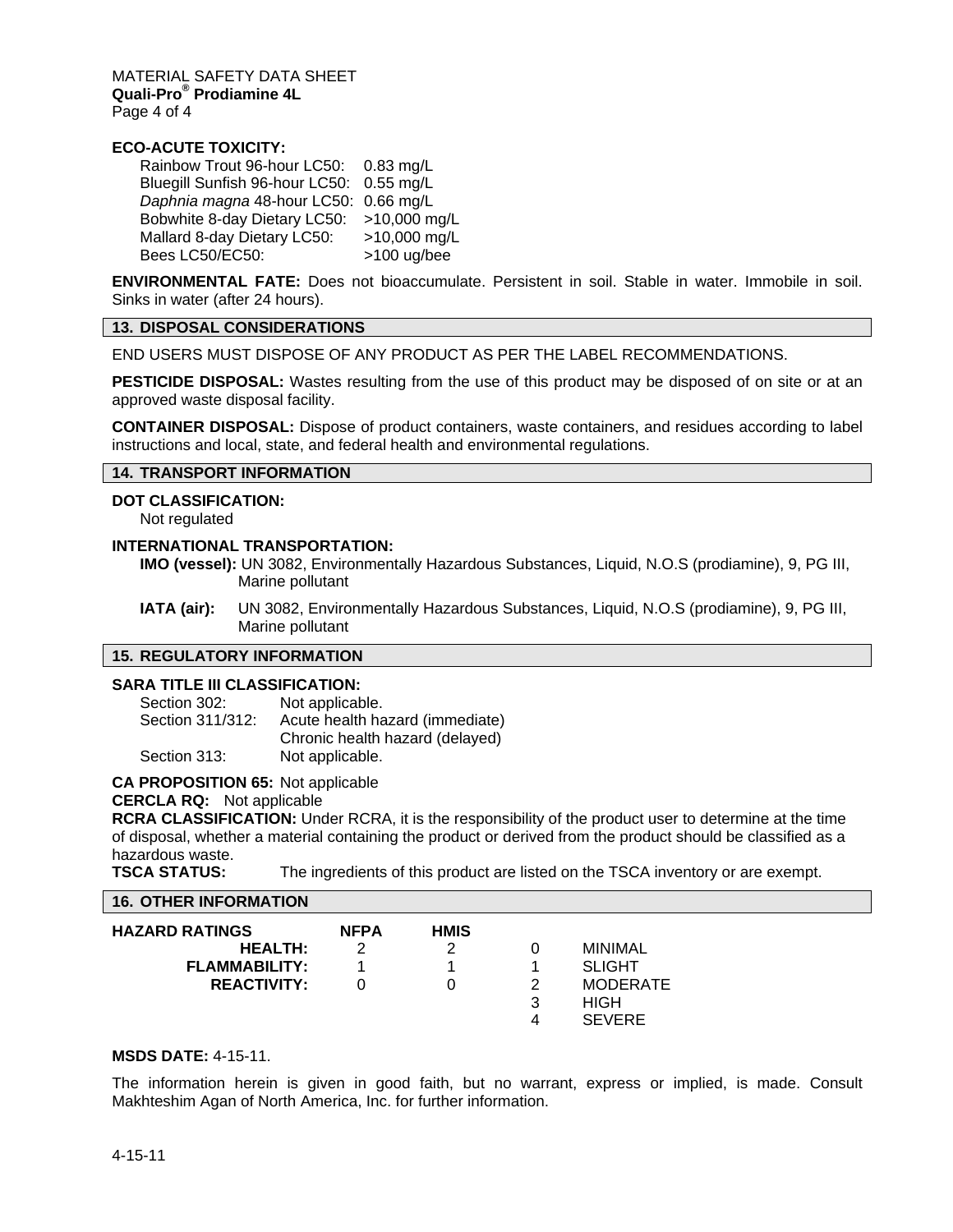**ECO-ACUTE TOXICITY:**

| | |
|---|---|
| Rainbow Trout 96-hour LC50: | 0.83 mg/L |
| Bluegill Sunfish 96-hour LC50: | 0.55 mg/L |
| *Daphnia magna* 48-hour LC50: | 0.66 mg/L |
| Bobwhite 8-day Dietary LC50: | >10,000 mg/L |
| Mallard 8-day Dietary LC50: | >10,000 mg/L |
| Bees LC50/EC50: | >100 ug/bee |

**ENVIRONMENTAL FATE:** Does not bioaccumulate. Persistent in soil. Stable in water. Immobile in soil. Sinks in water (after 24 hours).

## 13. DISPOSAL CONSIDERATIONS

END USERS MUST DISPOSE OF ANY PRODUCT AS PER THE LABEL RECOMMENDATIONS.

**PESTICIDE DISPOSAL:** Wastes resulting from the use of this product may be disposed of on site or at an approved waste disposal facility.

**CONTAINER DISPOSAL:** Dispose of product containers, waste containers, and residues according to label instructions and local, state, and federal health and environmental regulations.

## 14. TRANSPORT INFORMATION

**DOT CLASSIFICATION:**
Not regulated

**INTERNATIONAL TRANSPORTATION:**

**IMO (vessel):** UN 3082, Environmentally Hazardous Substances, Liquid, N.O.S (prodiamine), 9, PG III, Marine pollutant

**IATA (air):** UN 3082, Environmentally Hazardous Substances, Liquid, N.O.S (prodiamine), 9, PG III, Marine pollutant

## 15. REGULATORY INFORMATION

**SARA TITLE III CLASSIFICATION:**

| | |
|---|---|
| Section 302: | Not applicable. |
| Section 311/312: | Acute health hazard (immediate) |
| | Chronic health hazard (delayed) |
| Section 313: | Not applicable. |

**CA PROPOSITION 65:** Not applicable

**CERCLA RQ:** Not applicable

**RCRA CLASSIFICATION:** Under RCRA, it is the responsibility of the product user to determine at the time of disposal, whether a material containing the product or derived from the product should be classified as a hazardous waste.

**TSCA STATUS:** The ingredients of this product are listed on the TSCA inventory or are exempt.

## 16. OTHER INFORMATION

| HAZARD RATINGS | NFPA | HMIS | | |
|---|---|---|---|---|
| HEALTH: | 2 | 2 | 0 | MINIMAL |
| FLAMMABILITY: | 1 | 1 | 1 | SLIGHT |
| REACTIVITY: | 0 | 0 | 2 | MODERATE |
| | | | 3 | HIGH |
| | | | 4 | SEVERE |

**MSDS DATE:** 4-15-11.

The information herein is given in good faith, but no warrant, express or implied, is made. Consult Makhteshim Agan of North America, Inc. for further information.

4-15-11